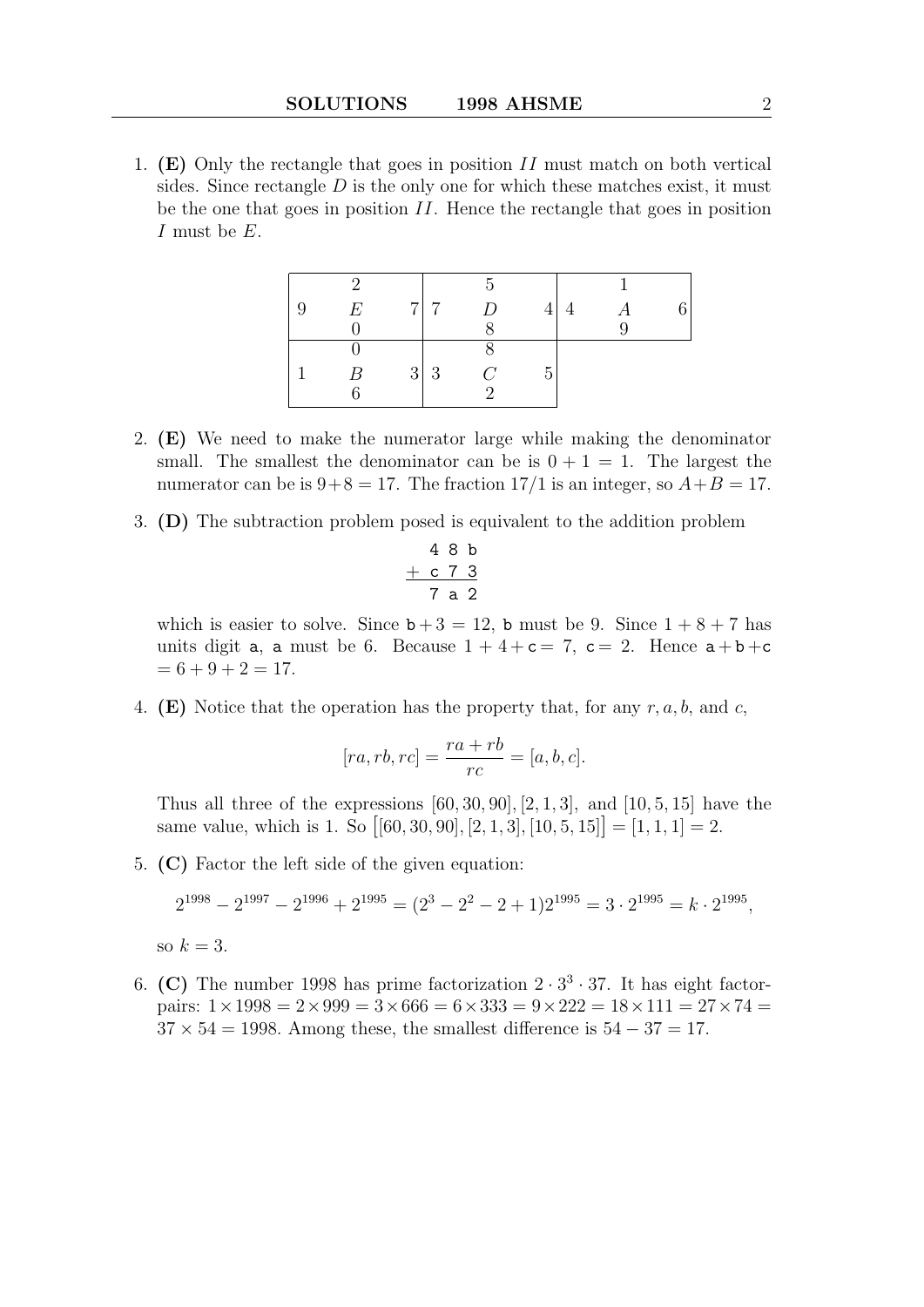1. **(E)** Only the rectangle that goes in position $II$ must match on both vertical sides. Since rectangle $D$ is the only one for which these matches exist, it must be the one that goes in position $II$. Hence the rectangle that goes in position $I$ must be $E$.

| | | |
|---|---|---|
| 2 / 9 $E$ 7 / 0 | 5 / 7 $D$ 4 / 8 | 1 / 4 $A$ 6 / 9 |
| 0 / 1 $B$ 3 / 6 | 8 / 3 $C$ 5 / 2 | |

2. **(E)** We need to make the numerator large while making the denominator small. The smallest the denominator can be is $0 + 1 = 1$. The largest the numerator can be is $9+8 = 17$. The fraction $17/1$ is an integer, so $A+B = 17$.

3. **(D)** The subtraction problem posed is equivalent to the addition problem

```
  4 8 b
+ c 7 3
  7 a 2
```

which is easier to solve. Since $b + 3 = 12$, $b$ must be 9. Since $1 + 8 + 7$ has units digit $a$, $a$ must be 6. Because $1 + 4 + c = 7$, $c = 2$. Hence $a + b + c = 6 + 9 + 2 = 17$.

4. **(E)** Notice that the operation has the property that, for any $r, a, b$, and $c$,

$$[ra, rb, rc] = \frac{ra + rb}{rc} = [a, b, c].$$

Thus all three of the expressions $[60, 30, 90], [2, 1, 3],$ and $[10, 5, 15]$ have the same value, which is 1. So $\big[[60, 30, 90], [2, 1, 3], [10, 5, 15]\big] = [1, 1, 1] = 2.$

5. **(C)** Factor the left side of the given equation:

$$2^{1998} - 2^{1997} - 2^{1996} + 2^{1995} = (2^3 - 2^2 - 2 + 1)2^{1995} = 3 \cdot 2^{1995} = k \cdot 2^{1995},$$

so $k = 3$.

6. **(C)** The number 1998 has prime factorization $2 \cdot 3^3 \cdot 37$. It has eight factor-pairs: $1 \times 1998 = 2 \times 999 = 3 \times 666 = 6 \times 333 = 9 \times 222 = 18 \times 111 = 27 \times 74 = 37 \times 54 = 1998$. Among these, the smallest difference is $54 - 37 = 17$.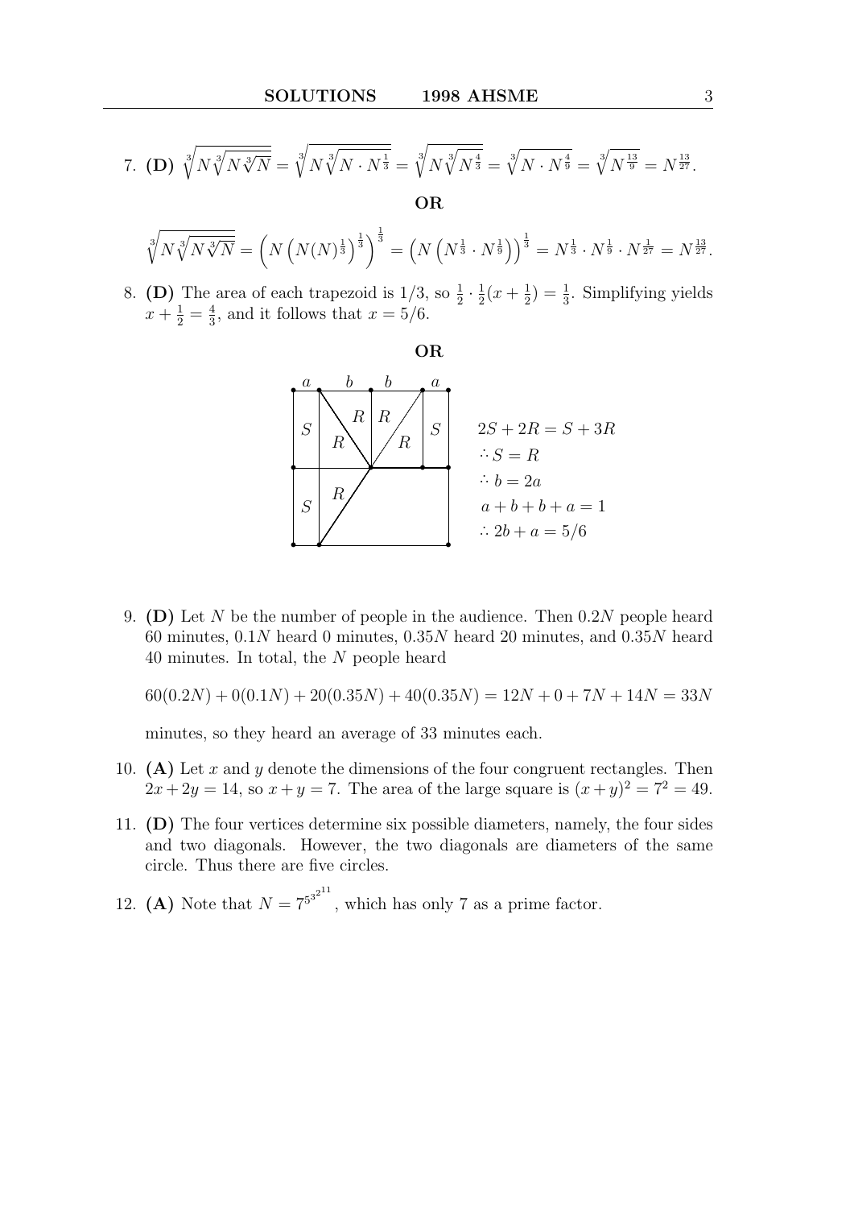7. **(D)** $\sqrt[3]{N\sqrt[3]{N\sqrt[3]{N}}} = \sqrt[3]{N\sqrt[3]{N \cdot N^{\frac{1}{3}}}} = \sqrt[3]{N\sqrt[3]{N^{\frac{4}{3}}}} = \sqrt[3]{N \cdot N^{\frac{4}{9}}} = \sqrt[3]{N^{\frac{13}{9}}} = N^{\frac{13}{27}}$.

**OR**

$$\sqrt[3]{N\sqrt[3]{N\sqrt[3]{N}}} = \left(N\left(N(N)^{\frac{1}{3}}\right)^{\frac{1}{3}}\right)^{\frac{1}{3}} = \left(N\left(N^{\frac{1}{3}} \cdot N^{\frac{1}{9}}\right)\right)^{\frac{1}{3}} = N^{\frac{1}{3}} \cdot N^{\frac{1}{9}} \cdot N^{\frac{1}{27}} = N^{\frac{13}{27}}.$$

8. **(D)** The area of each trapezoid is $1/3$, so $\frac{1}{2} \cdot \frac{1}{2}(x + \frac{1}{2}) = \frac{1}{3}$. Simplifying yields $x + \frac{1}{2} = \frac{4}{3}$, and it follows that $x = 5/6$.

**OR**

$$2S + 2R = S + 3R$$
$$\therefore S = R$$
$$\therefore b = 2a$$
$$a + b + b + a = 1$$
$$\therefore 2b + a = 5/6$$

9. **(D)** Let $N$ be the number of people in the audience. Then $0.2N$ people heard 60 minutes, $0.1N$ heard 0 minutes, $0.35N$ heard 20 minutes, and $0.35N$ heard 40 minutes. In total, the $N$ people heard

$$60(0.2N) + 0(0.1N) + 20(0.35N) + 40(0.35N) = 12N + 0 + 7N + 14N = 33N$$

minutes, so they heard an average of 33 minutes each.

10. **(A)** Let $x$ and $y$ denote the dimensions of the four congruent rectangles. Then $2x + 2y = 14$, so $x + y = 7$. The area of the large square is $(x + y)^2 = 7^2 = 49$.

11. **(D)** The four vertices determine six possible diameters, namely, the four sides and two diagonals. However, the two diagonals are diameters of the same circle. Thus there are five circles.

12. **(A)** Note that $N = 7^{5^{3^{2^{11}}}}$, which has only 7 as a prime factor.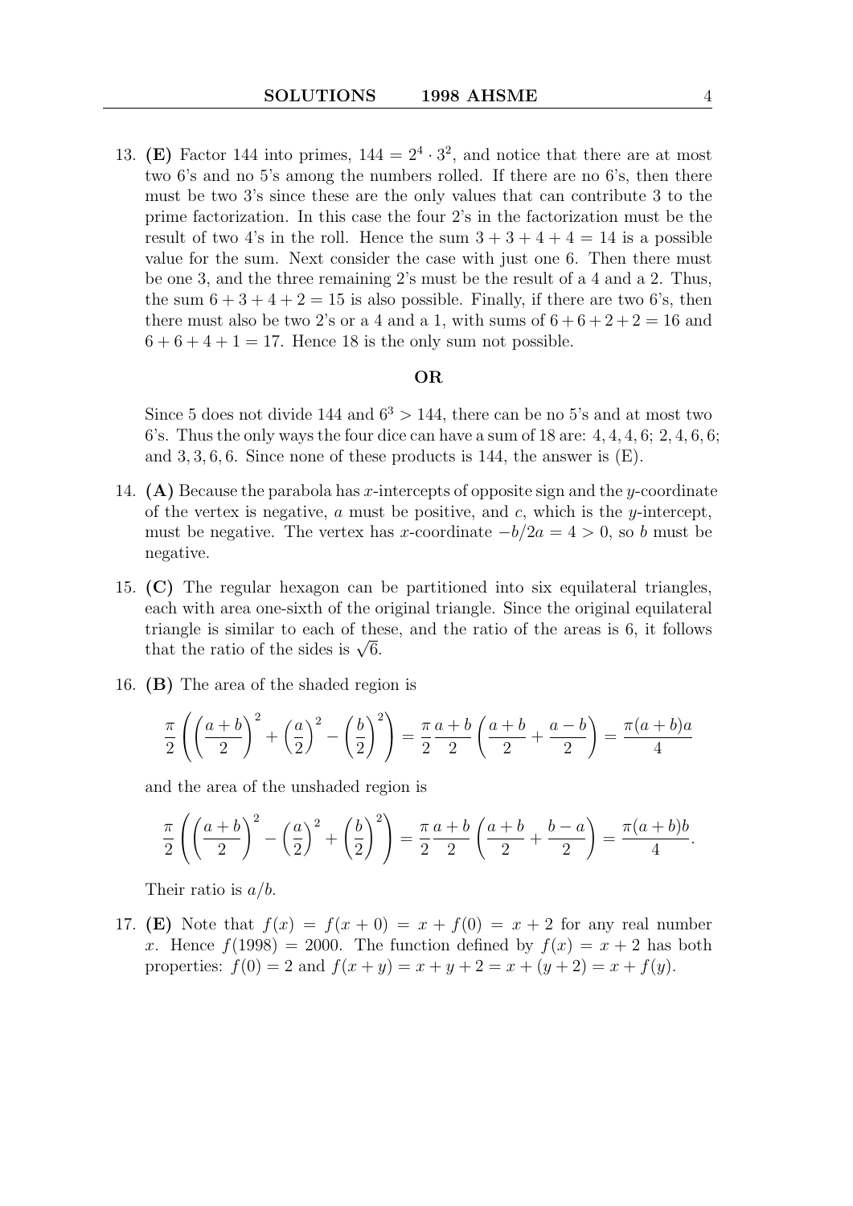13. **(E)** Factor 144 into primes, $144 = 2^4 \cdot 3^2$, and notice that there are at most two 6's and no 5's among the numbers rolled. If there are no 6's, then there must be two 3's since these are the only values that can contribute 3 to the prime factorization. In this case the four 2's in the factorization must be the result of two 4's in the roll. Hence the sum $3+3+4+4 = 14$ is a possible value for the sum. Next consider the case with just one 6. Then there must be one 3, and the three remaining 2's must be the result of a 4 and a 2. Thus, the sum $6+3+4+2 = 15$ is also possible. Finally, if there are two 6's, then there must also be two 2's or a 4 and a 1, with sums of $6+6+2+2 = 16$ and $6+6+4+1 = 17$. Hence 18 is the only sum not possible.

**OR**

Since 5 does not divide 144 and $6^3 > 144$, there can be no 5's and at most two 6's. Thus the only ways the four dice can have a sum of 18 are: 4, 4, 4, 6; 2, 4, 6, 6; and 3, 3, 6, 6. Since none of these products is 144, the answer is (E).

14. **(A)** Because the parabola has $x$-intercepts of opposite sign and the $y$-coordinate of the vertex is negative, $a$ must be positive, and $c$, which is the $y$-intercept, must be negative. The vertex has $x$-coordinate $-b/2a = 4 > 0$, so $b$ must be negative.

15. **(C)** The regular hexagon can be partitioned into six equilateral triangles, each with area one-sixth of the original triangle. Since the original equilateral triangle is similar to each of these, and the ratio of the areas is 6, it follows that the ratio of the sides is $\sqrt{6}$.

16. **(B)** The area of the shaded region is

$$\frac{\pi}{2}\left(\left(\frac{a+b}{2}\right)^2 + \left(\frac{a}{2}\right)^2 - \left(\frac{b}{2}\right)^2\right) = \frac{\pi}{2}\frac{a+b}{2}\left(\frac{a+b}{2} + \frac{a-b}{2}\right) = \frac{\pi(a+b)a}{4}$$

and the area of the unshaded region is

$$\frac{\pi}{2}\left(\left(\frac{a+b}{2}\right)^2 - \left(\frac{a}{2}\right)^2 + \left(\frac{b}{2}\right)^2\right) = \frac{\pi}{2}\frac{a+b}{2}\left(\frac{a+b}{2} + \frac{b-a}{2}\right) = \frac{\pi(a+b)b}{4}.$$

Their ratio is $a/b$.

17. **(E)** Note that $f(x) = f(x+0) = x + f(0) = x + 2$ for any real number $x$. Hence $f(1998) = 2000$. The function defined by $f(x) = x+2$ has both properties: $f(0) = 2$ and $f(x+y) = x+y+2 = x+(y+2) = x+f(y)$.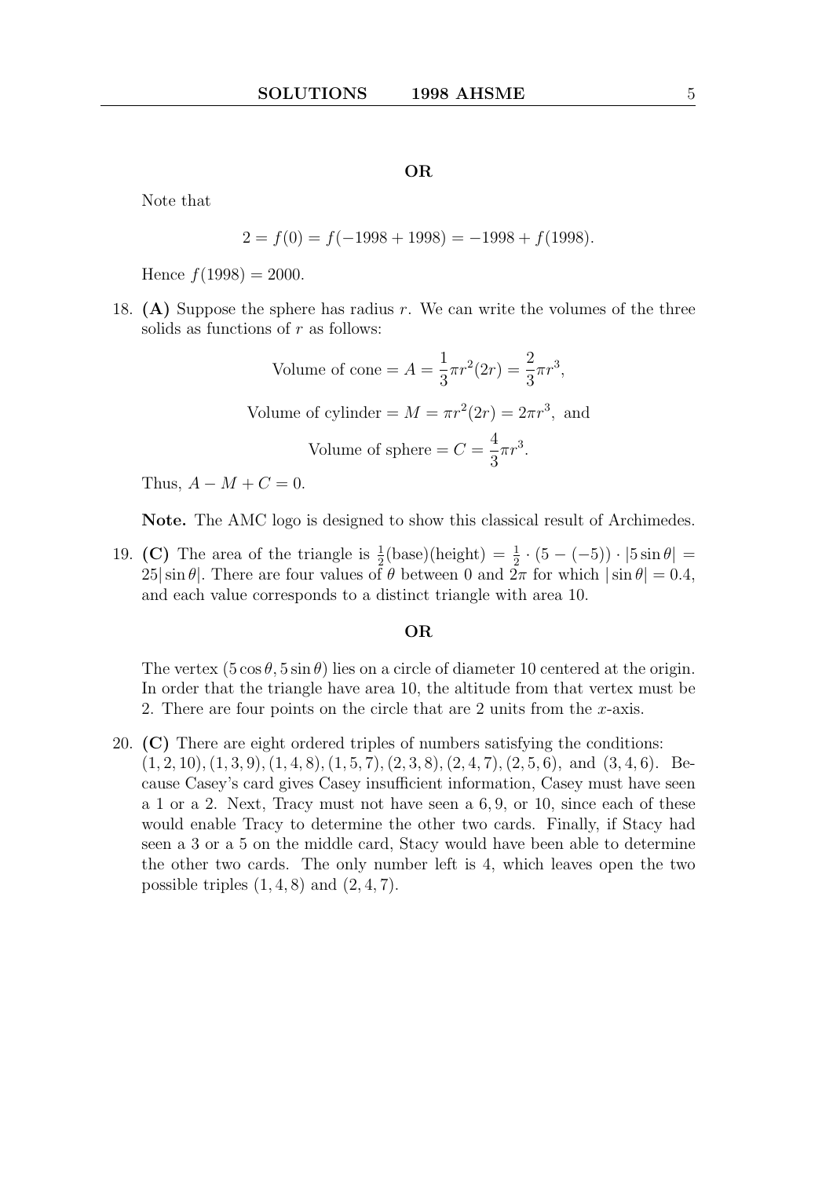**OR**

Note that

$$2 = f(0) = f(-1998 + 1998) = -1998 + f(1998).$$

Hence $f(1998) = 2000$.

18. **(A)** Suppose the sphere has radius $r$. We can write the volumes of the three solids as functions of $r$ as follows:

$$\text{Volume of cone} = A = \frac{1}{3}\pi r^2(2r) = \frac{2}{3}\pi r^3,$$

$$\text{Volume of cylinder} = M = \pi r^2(2r) = 2\pi r^3, \text{ and}$$

$$\text{Volume of sphere} = C = \frac{4}{3}\pi r^3.$$

Thus, $A - M + C = 0$.

**Note.** The AMC logo is designed to show this classical result of Archimedes.

19. **(C)** The area of the triangle is $\frac{1}{2}(\text{base})(\text{height}) = \frac{1}{2} \cdot (5 - (-5)) \cdot |5 \sin\theta| = 25|\sin\theta|$. There are four values of $\theta$ between 0 and $2\pi$ for which $|\sin\theta| = 0.4$, and each value corresponds to a distinct triangle with area 10.

**OR**

The vertex $(5\cos\theta, 5\sin\theta)$ lies on a circle of diameter 10 centered at the origin. In order that the triangle have area 10, the altitude from that vertex must be 2. There are four points on the circle that are 2 units from the $x$-axis.

20. **(C)** There are eight ordered triples of numbers satisfying the conditions: $(1, 2, 10), (1, 3, 9), (1, 4, 8), (1, 5, 7), (2, 3, 8), (2, 4, 7), (2, 5, 6)$, and $(3, 4, 6)$. Because Casey's card gives Casey insufficient information, Casey must have seen a 1 or a 2. Next, Tracy must not have seen a $6, 9$, or $10$, since each of these would enable Tracy to determine the other two cards. Finally, if Stacy had seen a 3 or a 5 on the middle card, Stacy would have been able to determine the other two cards. The only number left is 4, which leaves open the two possible triples $(1, 4, 8)$ and $(2, 4, 7)$.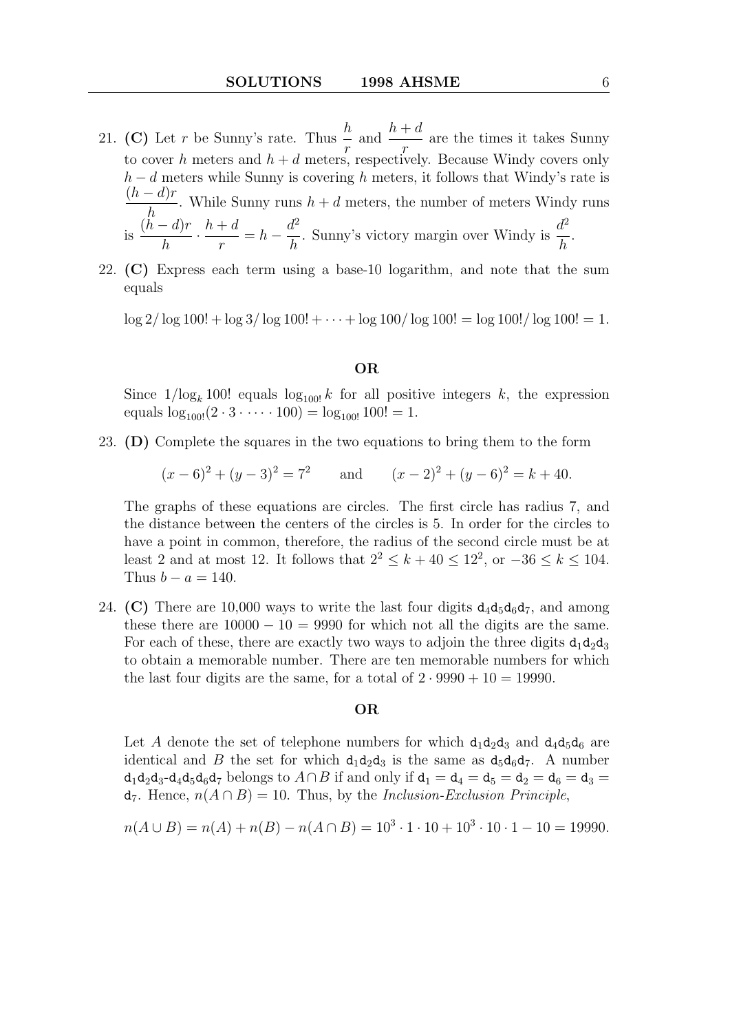21. **(C)** Let $r$ be Sunny's rate. Thus $\frac{h}{r}$ and $\frac{h+d}{r}$ are the times it takes Sunny to cover $h$ meters and $h+d$ meters, respectively. Because Windy covers only $h-d$ meters while Sunny is covering $h$ meters, it follows that Windy's rate is $\frac{(h-d)r}{h}$. While Sunny runs $h+d$ meters, the number of meters Windy runs is $\frac{(h-d)r}{h} \cdot \frac{h+d}{r} = h - \frac{d^2}{h}$. Sunny's victory margin over Windy is $\frac{d^2}{h}$.

22. **(C)** Express each term using a base-10 logarithm, and note that the sum equals

$$\log 2/\log 100! + \log 3/\log 100! + \cdots + \log 100/\log 100! = \log 100!/\log 100! = 1.$$

**OR**

Since $1/\log_k 100!$ equals $\log_{100!} k$ for all positive integers $k$, the expression equals $\log_{100!}(2 \cdot 3 \cdot \cdots \cdot 100) = \log_{100!} 100! = 1$.

23. **(D)** Complete the squares in the two equations to bring them to the form

$$(x-6)^2 + (y-3)^2 = 7^2 \qquad \text{and} \qquad (x-2)^2 + (y-6)^2 = k + 40.$$

The graphs of these equations are circles. The first circle has radius 7, and the distance between the centers of the circles is 5. In order for the circles to have a point in common, therefore, the radius of the second circle must be at least 2 and at most 12. It follows that $2^2 \le k + 40 \le 12^2$, or $-36 \le k \le 104$. Thus $b - a = 140$.

24. **(C)** There are 10,000 ways to write the last four digits $d_4d_5d_6d_7$, and among these there are $10000 - 10 = 9990$ for which not all the digits are the same. For each of these, there are exactly two ways to adjoin the three digits $d_1d_2d_3$ to obtain a memorable number. There are ten memorable numbers for which the last four digits are the same, for a total of $2 \cdot 9990 + 10 = 19990$.

**OR**

Let $A$ denote the set of telephone numbers for which $d_1d_2d_3$ and $d_4d_5d_6$ are identical and $B$ the set for which $d_1d_2d_3$ is the same as $d_5d_6d_7$. A number $d_1d_2d_3$-$d_4d_5d_6d_7$ belongs to $A \cap B$ if and only if $d_1 = d_4 = d_5 = d_2 = d_6 = d_3 = d_7$. Hence, $n(A \cap B) = 10$. Thus, by the *Inclusion-Exclusion Principle*,

$$n(A \cup B) = n(A) + n(B) - n(A \cap B) = 10^3 \cdot 1 \cdot 10 + 10^3 \cdot 10 \cdot 1 - 10 = 19990.$$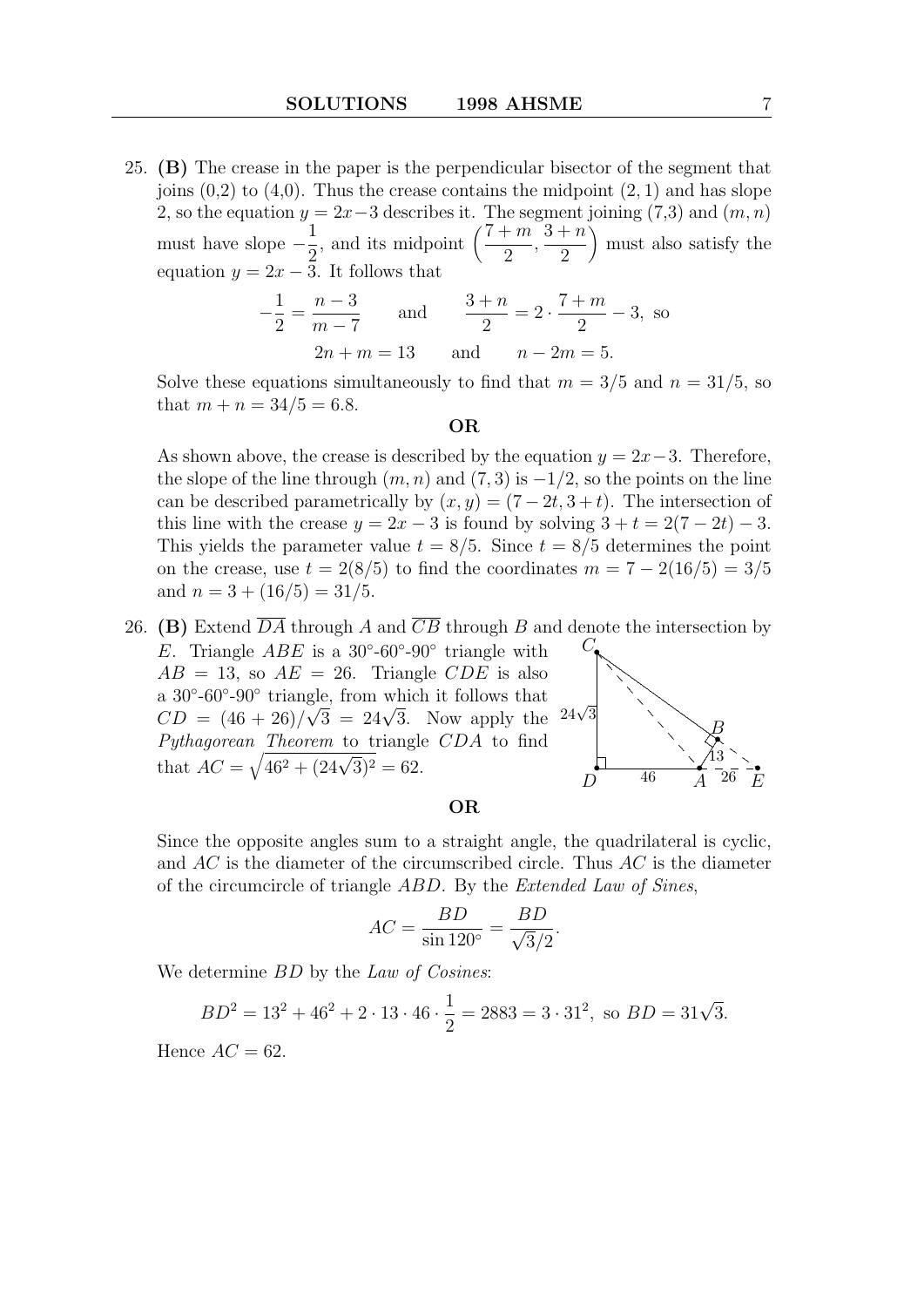25. **(B)** The crease in the paper is the perpendicular bisector of the segment that joins (0,2) to (4,0). Thus the crease contains the midpoint $(2, 1)$ and has slope 2, so the equation $y = 2x-3$ describes it. The segment joining (7,3) and $(m, n)$ must have slope $-\dfrac{1}{2}$, and its midpoint $\left(\dfrac{7+m}{2}, \dfrac{3+n}{2}\right)$ must also satisfy the equation $y = 2x - 3$. It follows that

$$-\frac{1}{2} = \frac{n-3}{m-7} \qquad \text{and} \qquad \frac{3+n}{2} = 2 \cdot \frac{7+m}{2} - 3, \text{ so}$$

$$2n + m = 13 \qquad \text{and} \qquad n - 2m = 5.$$

Solve these equations simultaneously to find that $m = 3/5$ and $n = 31/5$, so that $m + n = 34/5 = 6.8$.

**OR**

As shown above, the crease is described by the equation $y = 2x-3$. Therefore, the slope of the line through $(m, n)$ and $(7, 3)$ is $-1/2$, so the points on the line can be described parametrically by $(x, y) = (7-2t, 3+t)$. The intersection of this line with the crease $y = 2x - 3$ is found by solving $3 + t = 2(7 - 2t) - 3$. This yields the parameter value $t = 8/5$. Since $t = 8/5$ determines the point on the crease, use $t = 2(8/5)$ to find the coordinates $m = 7 - 2(16/5) = 3/5$ and $n = 3 + (16/5) = 31/5$.

26. **(B)** Extend $\overline{DA}$ through $A$ and $\overline{CB}$ through $B$ and denote the intersection by $E$. Triangle $ABE$ is a 30°-60°-90° triangle with $AB = 13$, so $AE = 26$. Triangle $CDE$ is also a 30°-60°-90° triangle, from which it follows that $CD = (46 + 26)/\sqrt{3} = 24\sqrt{3}$. Now apply the *Pythagorean Theorem* to triangle $CDA$ to find that $AC = \sqrt{46^2 + (24\sqrt{3})^2} = 62$.

**OR**

Since the opposite angles sum to a straight angle, the quadrilateral is cyclic, and $AC$ is the diameter of the circumscribed circle. Thus $AC$ is the diameter of the circumcircle of triangle $ABD$. By the *Extended Law of Sines*,

$$AC = \frac{BD}{\sin 120^\circ} = \frac{BD}{\sqrt{3}/2}.$$

We determine $BD$ by the *Law of Cosines*:

$$BD^2 = 13^2 + 46^2 + 2 \cdot 13 \cdot 46 \cdot \frac{1}{2} = 2883 = 3 \cdot 31^2, \text{ so } BD = 31\sqrt{3}.$$

Hence $AC = 62$.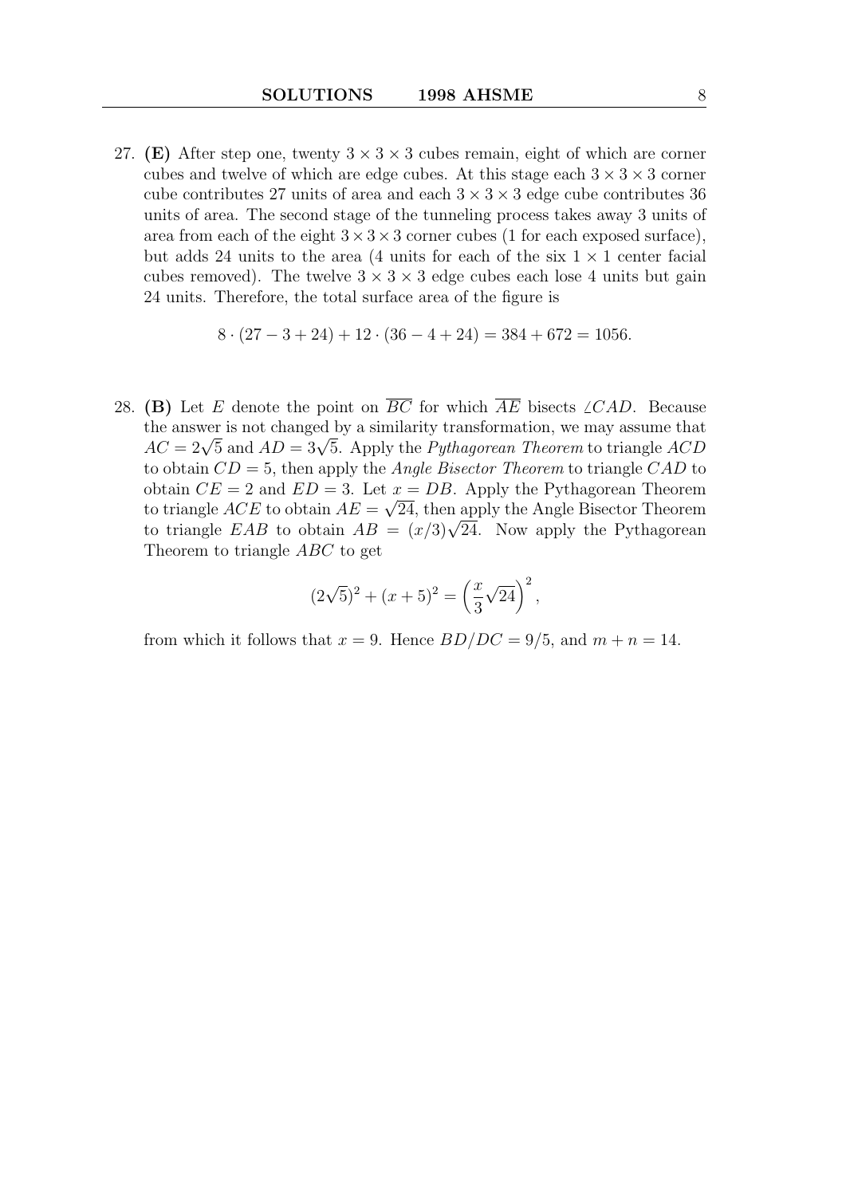27. **(E)** After step one, twenty $3 \times 3 \times 3$ cubes remain, eight of which are corner cubes and twelve of which are edge cubes. At this stage each $3 \times 3 \times 3$ corner cube contributes 27 units of area and each $3 \times 3 \times 3$ edge cube contributes 36 units of area. The second stage of the tunneling process takes away 3 units of area from each of the eight $3 \times 3 \times 3$ corner cubes (1 for each exposed surface), but adds 24 units to the area (4 units for each of the six $1 \times 1$ center facial cubes removed). The twelve $3 \times 3 \times 3$ edge cubes each lose 4 units but gain 24 units. Therefore, the total surface area of the figure is

$$8 \cdot (27 - 3 + 24) + 12 \cdot (36 - 4 + 24) = 384 + 672 = 1056.$$

28. **(B)** Let $E$ denote the point on $\overline{BC}$ for which $\overline{AE}$ bisects $\angle CAD$. Because the answer is not changed by a similarity transformation, we may assume that $AC = 2\sqrt{5}$ and $AD = 3\sqrt{5}$. Apply the *Pythagorean Theorem* to triangle $ACD$ to obtain $CD = 5$, then apply the *Angle Bisector Theorem* to triangle $CAD$ to obtain $CE = 2$ and $ED = 3$. Let $x = DB$. Apply the Pythagorean Theorem to triangle $ACE$ to obtain $AE = \sqrt{24}$, then apply the Angle Bisector Theorem to triangle $EAB$ to obtain $AB = (x/3)\sqrt{24}$. Now apply the Pythagorean Theorem to triangle $ABC$ to get

$$(2\sqrt{5})^2 + (x + 5)^2 = \left(\frac{x}{3}\sqrt{24}\right)^2,$$

from which it follows that $x = 9$. Hence $BD/DC = 9/5$, and $m + n = 14$.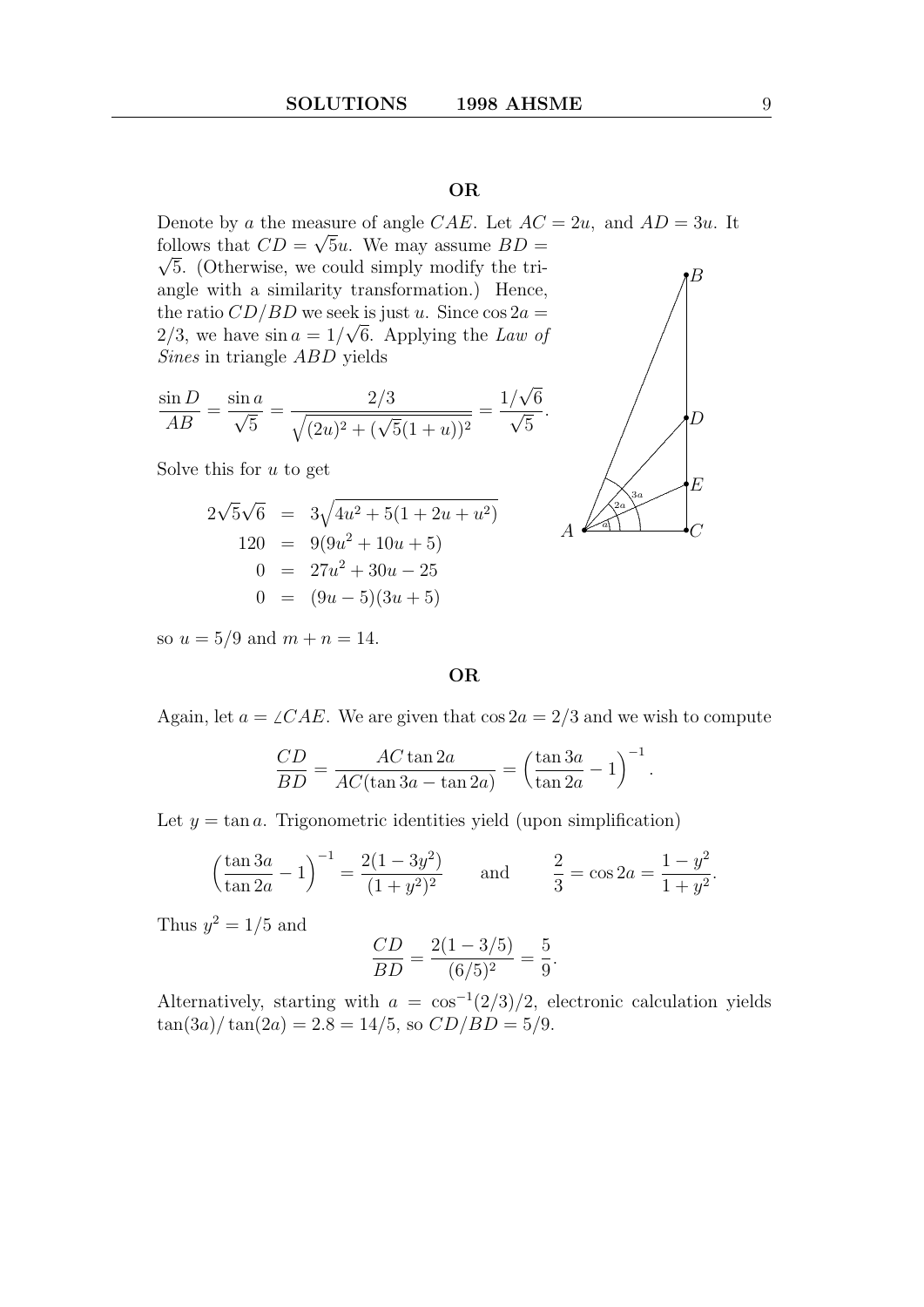**OR**

Denote by $a$ the measure of angle $CAE$. Let $AC = 2u$, and $AD = 3u$. It follows that $CD = \sqrt{5}u$. We may assume $BD = \sqrt{5}$. (Otherwise, we could simply modify the triangle with a similarity transformation.) Hence, the ratio $CD/BD$ we seek is just $u$. Since $\cos 2a = 2/3$, we have $\sin a = 1/\sqrt{6}$. Applying the *Law of Sines* in triangle $ABD$ yields

$$\frac{\sin D}{AB} = \frac{\sin a}{\sqrt{5}} = \frac{2/3}{\sqrt{(2u)^2 + (\sqrt{5}(1+u))^2}} = \frac{1/\sqrt{6}}{\sqrt{5}}.$$

Solve this for $u$ to get

$$\begin{aligned} 2\sqrt{5}\sqrt{6} &= 3\sqrt{4u^2 + 5(1 + 2u + u^2)} \\ 120 &= 9(9u^2 + 10u + 5) \\ 0 &= 27u^2 + 30u - 25 \\ 0 &= (9u - 5)(3u + 5) \end{aligned}$$

so $u = 5/9$ and $m + n = 14$.

**OR**

Again, let $a = \angle CAE$. We are given that $\cos 2a = 2/3$ and we wish to compute

$$\frac{CD}{BD} = \frac{AC \tan 2a}{AC(\tan 3a - \tan 2a)} = \left(\frac{\tan 3a}{\tan 2a} - 1\right)^{-1}.$$

Let $y = \tan a$. Trigonometric identities yield (upon simplification)

$$\left(\frac{\tan 3a}{\tan 2a} - 1\right)^{-1} = \frac{2(1 - 3y^2)}{(1 + y^2)^2} \qquad \text{and} \qquad \frac{2}{3} = \cos 2a = \frac{1 - y^2}{1 + y^2}.$$

Thus $y^2 = 1/5$ and

$$\frac{CD}{BD} = \frac{2(1 - 3/5)}{(6/5)^2} = \frac{5}{9}.$$

Alternatively, starting with $a = \cos^{-1}(2/3)/2$, electronic calculation yields $\tan(3a)/\tan(2a) = 2.8 = 14/5$, so $CD/BD = 5/9$.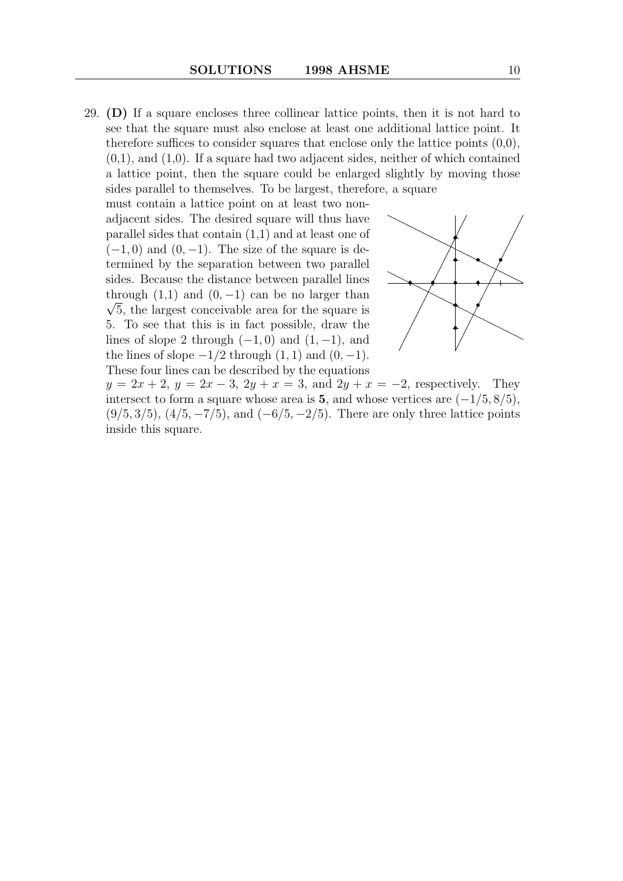29. **(D)** If a square encloses three collinear lattice points, then it is not hard to see that the square must also enclose at least one additional lattice point. It therefore suffices to consider squares that enclose only the lattice points (0,0), (0,1), and (1,0). If a square had two adjacent sides, neither of which contained a lattice point, then the square could be enlarged slightly by moving those sides parallel to themselves. To be largest, therefore, a square must contain a lattice point on at least two non-adjacent sides. The desired square will thus have parallel sides that contain (1,1) and at least one of $(-1,0)$ and $(0,-1)$. The size of the square is determined by the separation between two parallel sides. Because the distance between parallel lines through (1,1) and $(0,-1)$ can be no larger than $\sqrt{5}$, the largest conceivable area for the square is 5. To see that this is in fact possible, draw the lines of slope 2 through $(-1,0)$ and $(1,-1)$, and the lines of slope $-1/2$ through $(1,1)$ and $(0,-1)$. These four lines can be described by the equations $y = 2x + 2$, $y = 2x - 3$, $2y + x = 3$, and $2y + x = -2$, respectively. They intersect to form a square whose area is **5**, and whose vertices are $(-1/5, 8/5)$, $(9/5, 3/5)$, $(4/5, -7/5)$, and $(-6/5, -2/5)$. There are only three lattice points inside this square.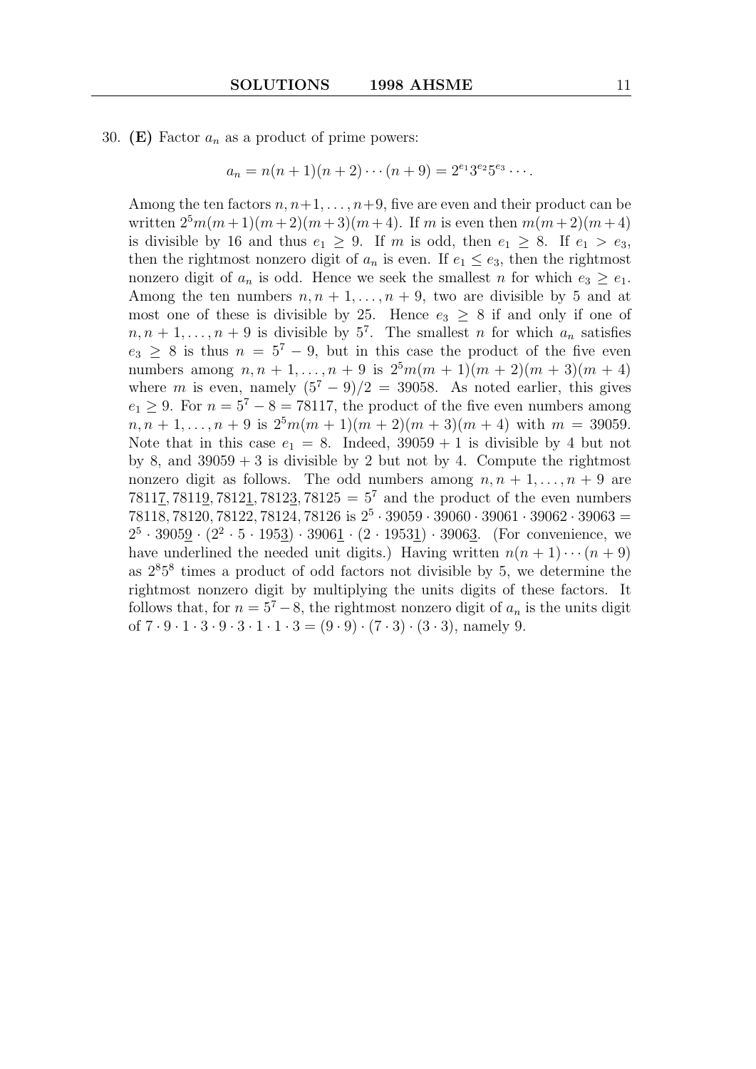30. **(E)** Factor $a_n$ as a product of prime powers:

$$a_n = n(n+1)(n+2)\cdots(n+9) = 2^{e_1}3^{e_2}5^{e_3}\cdots.$$

Among the ten factors $n, n+1, \ldots, n+9$, five are even and their product can be written $2^5m(m+1)(m+2)(m+3)(m+4)$. If $m$ is even then $m(m+2)(m+4)$ is divisible by 16 and thus $e_1 \geq 9$. If $m$ is odd, then $e_1 \geq 8$. If $e_1 > e_3$, then the rightmost nonzero digit of $a_n$ is even. If $e_1 \leq e_3$, then the rightmost nonzero digit of $a_n$ is odd. Hence we seek the smallest $n$ for which $e_3 \geq e_1$. Among the ten numbers $n, n+1, \ldots, n+9$, two are divisible by 5 and at most one of these is divisible by 25. Hence $e_3 \geq 8$ if and only if one of $n, n+1, \ldots, n+9$ is divisible by $5^7$. The smallest $n$ for which $a_n$ satisfies $e_3 \geq 8$ is thus $n = 5^7 - 9$, but in this case the product of the five even numbers among $n, n+1, \ldots, n+9$ is $2^5m(m+1)(m+2)(m+3)(m+4)$ where $m$ is even, namely $(5^7 - 9)/2 = 39058$. As noted earlier, this gives $e_1 \geq 9$. For $n = 5^7 - 8 = 78117$, the product of the five even numbers among $n, n+1, \ldots, n+9$ is $2^5m(m+1)(m+2)(m+3)(m+4)$ with $m = 39059$. Note that in this case $e_1 = 8$. Indeed, $39059 + 1$ is divisible by 4 but not by 8, and $39059 + 3$ is divisible by 2 but not by 4. Compute the rightmost nonzero digit as follows. The odd numbers among $n, n+1, \ldots, n+9$ are $7811\underline{7}, 7811\underline{9}, 7812\underline{1}, 7812\underline{3}, 78125 = 5^7$ and the product of the even numbers $78118, 78120, 78122, 78124, 78126$ is $2^5 \cdot 39059 \cdot 39060 \cdot 39061 \cdot 39062 \cdot 39063 = 2^5 \cdot 3905\underline{9} \cdot (2^2 \cdot 5 \cdot 195\underline{3}) \cdot 3906\underline{1} \cdot (2 \cdot 1953\underline{1}) \cdot 3906\underline{3}$. (For convenience, we have underlined the needed unit digits.) Having written $n(n+1)\cdots(n+9)$ as $2^8 5^8$ times a product of odd factors not divisible by 5, we determine the rightmost nonzero digit by multiplying the units digits of these factors. It follows that, for $n = 5^7 - 8$, the rightmost nonzero digit of $a_n$ is the units digit of $7 \cdot 9 \cdot 1 \cdot 3 \cdot 9 \cdot 3 \cdot 1 \cdot 1 \cdot 3 = (9 \cdot 9) \cdot (7 \cdot 3) \cdot (3 \cdot 3)$, namely 9.